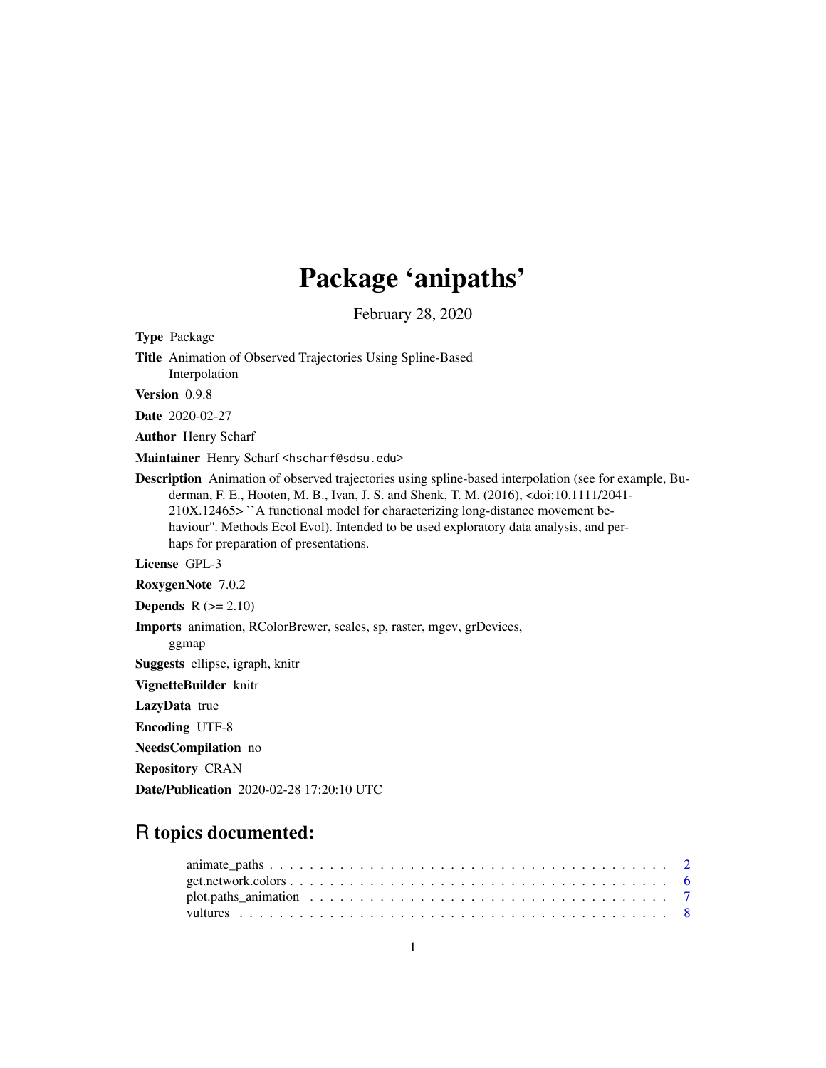# Package 'anipaths'

February 28, 2020

**Type** Package

**Title** Animation of Observed Trajectories Using Spline-Based Interpolation

**Version** 0.9.8

**Date** 2020-02-27

**Author** Henry Scharf

**Maintainer** Henry Scharf <hscharf@sdsu.edu>

**Description** Animation of observed trajectories using spline-based interpolation (see for example, Buderman, F. E., Hooten, M. B., Ivan, J. S. and Shenk, T. M. (2016), <doi:10.1111/2041-210X.12465> ``A functional model for characterizing long-distance movement behaviour''. Methods Ecol Evol). Intended to be used exploratory data analysis, and perhaps for preparation of presentations.

**License** GPL-3

**RoxygenNote** 7.0.2

**Depends** R (>= 2.10)

**Imports** animation, RColorBrewer, scales, sp, raster, mgcv, grDevices, ggmap

**Suggests** ellipse, igraph, knitr

**VignetteBuilder** knitr

**LazyData** true

**Encoding** UTF-8

**NeedsCompilation** no

**Repository** CRAN

**Date/Publication** 2020-02-28 17:20:10 UTC

## R topics documented:

- animate_paths . . . . . . . . . . . . . . . . . . . . . . . . . . . . . . . . . . . . . . . 2
- get.network.colors . . . . . . . . . . . . . . . . . . . . . . . . . . . . . . . . . . . . . 6
- plot.paths_animation . . . . . . . . . . . . . . . . . . . . . . . . . . . . . . . . . . . 7
- vultures . . . . . . . . . . . . . . . . . . . . . . . . . . . . . . . . . . . . . . . . . . 8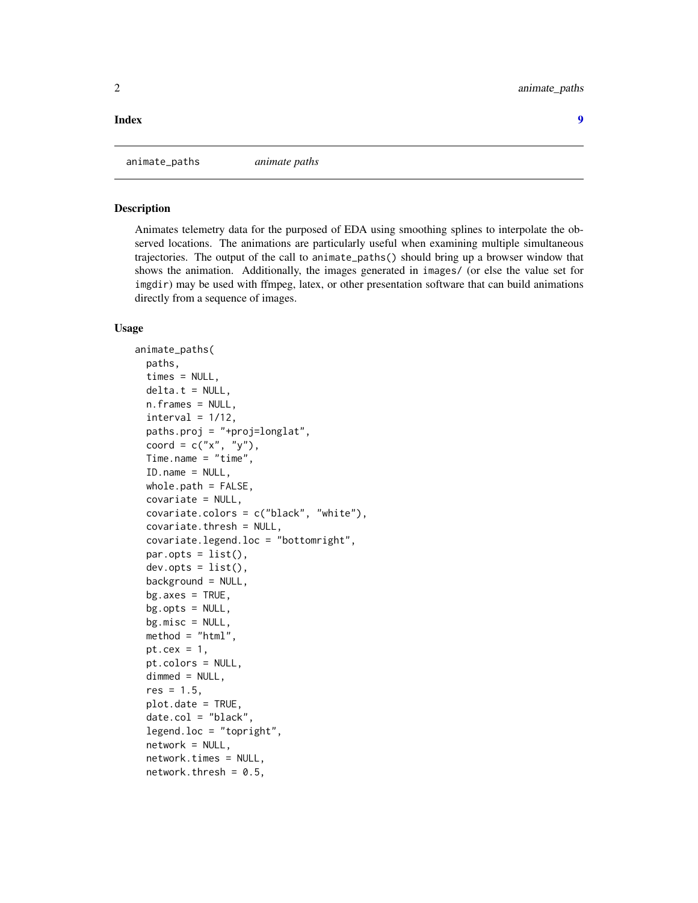**Index** 9

---

animate_paths *animate paths*

---

## Description

Animates telemetry data for the purposed of EDA using smoothing splines to interpolate the observed locations. The animations are particularly useful when examining multiple simultaneous trajectories. The output of the call to `animate_paths()` should bring up a browser window that shows the animation. Additionally, the images generated in `images/` (or else the value set for `imgdir`) may be used with ffmpeg, latex, or other presentation software that can build animations directly from a sequence of images.

## Usage

```
animate_paths(
  paths,
  times = NULL,
  delta.t = NULL,
  n.frames = NULL,
  interval = 1/12,
  paths.proj = "+proj=longlat",
  coord = c("x", "y"),
  Time.name = "time",
  ID.name = NULL,
  whole.path = FALSE,
  covariate = NULL,
  covariate.colors = c("black", "white"),
  covariate.thresh = NULL,
  covariate.legend.loc = "bottomright",
  par.opts = list(),
  dev.opts = list(),
  background = NULL,
  bg.axes = TRUE,
  bg.opts = NULL,
  bg.misc = NULL,
  method = "html",
  pt.cex = 1,
  pt.colors = NULL,
  dimmed = NULL,
  res = 1.5,
  plot.date = TRUE,
  date.col = "black",
  legend.loc = "topright",
  network = NULL,
  network.times = NULL,
  network.thresh = 0.5,
```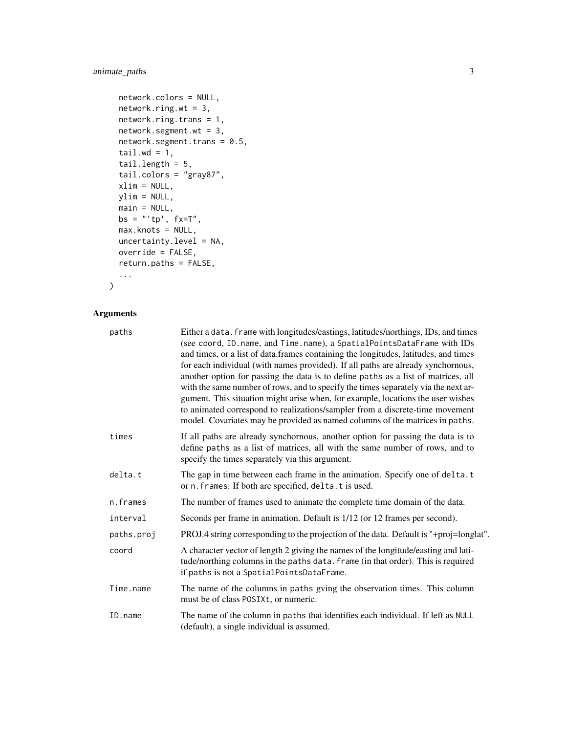```
  network.colors = NULL,
  network.ring.wt = 3,
  network.ring.trans = 1,
  network.segment.wt = 3,
  network.segment.trans = 0.5,
  tail.wd = 1,
  tail.length = 5,
  tail.colors = "gray87",
  xlim = NULL,
  ylim = NULL,
  main = NULL,
  bs = "'tp', fx=T",
  max.knots = NULL,
  uncertainty.level = NA,
  override = FALSE,
  return.paths = FALSE,
  ...
)
```

## Arguments

| | |
|---|---|
| paths | Either a data.frame with longitudes/eastings, latitudes/northings, IDs, and times (see coord, ID.name, and Time.name), a SpatialPointsDataFrame with IDs and times, or a list of data.frames containing the longitudes, latitudes, and times for each individual (with names provided). If all paths are already synchornous, another option for passing the data is to define paths as a list of matrices, all with the same number of rows, and to specify the times separately via the next argument. This situation might arise when, for example, locations the user wishes to animated correspond to realizations/sampler from a discrete-time movement model. Covariates may be provided as named columns of the matrices in paths. |
| times | If all paths are already synchornous, another option for passing the data is to define paths as a list of matrices, all with the same number of rows, and to specify the times separately via this argument. |
| delta.t | The gap in time between each frame in the animation. Specify one of delta.t or n.frames. If both are specified, delta.t is used. |
| n.frames | The number of frames used to animate the complete time domain of the data. |
| interval | Seconds per frame in animation. Default is 1/12 (or 12 frames per second). |
| paths.proj | PROJ.4 string corresponding to the projection of the data. Default is "+proj=longlat". |
| coord | A character vector of length 2 giving the names of the longitude/easting and latitude/northing columns in the paths data.frame (in that order). This is required if paths is not a SpatialPointsDataFrame. |
| Time.name | The name of the columns in paths gving the observation times. This column must be of class POSIXt, or numeric. |
| ID.name | The name of the column in paths that identifies each individual. If left as NULL (default), a single individual is assumed. |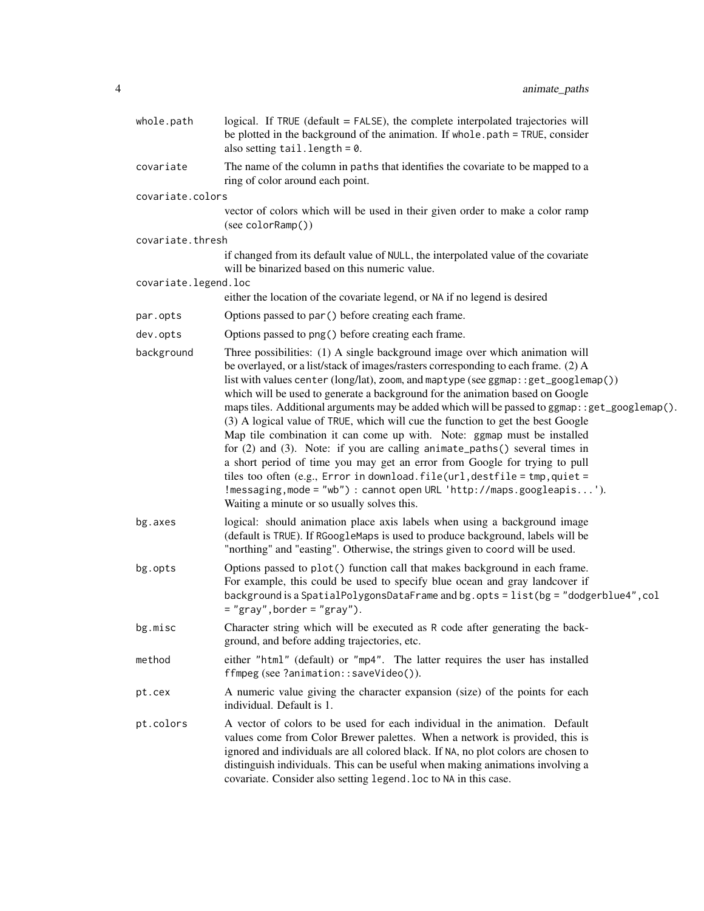| | |
|---|---|
| `whole.path` | logical. If `TRUE` (default = `FALSE`), the complete interpolated trajectories will be plotted in the background of the animation. If `whole.path = TRUE`, consider also setting `tail.length = 0`. |
| `covariate` | The name of the column in `paths` that identifies the covariate to be mapped to a ring of color around each point. |
| `covariate.colors` | vector of colors which will be used in their given order to make a color ramp (see `colorRamp()`) |
| `covariate.thresh` | if changed from its default value of `NULL`, the interpolated value of the covariate will be binarized based on this numeric value. |
| `covariate.legend.loc` | either the location of the covariate legend, or `NA` if no legend is desired |
| `par.opts` | Options passed to `par()` before creating each frame. |
| `dev.opts` | Options passed to `png()` before creating each frame. |
| `background` | Three possibilities: (1) A single background image over which animation will be overlayed, or a list/stack of images/rasters corresponding to each frame. (2) A list with values `center` (long/lat), `zoom`, and `maptype` (see `ggmap::get_googlemap()`) which will be used to generate a background for the animation based on Google maps tiles. Additional arguments may be added which will be passed to `ggmap::get_googlemap()`. (3) A logical value of `TRUE`, which will cue the function to get the best Google Map tile combination it can come up with. Note: ggmap must be installed for (2) and (3). Note: if you are calling `animate_paths()` several times in a short period of time you may get an error from Google for trying to pull tiles too often (e.g., `Error in download.file(url,destfile = tmp,quiet = !messaging,mode = "wb") : cannot open URL 'http://maps.googleapis...'`). Waiting a minute or so usually solves this. |
| `bg.axes` | logical: should animation place axis labels when using a background image (default is `TRUE`). If `RGoogleMaps` is used to produce background, labels will be "northing" and "easting". Otherwise, the strings given to `coord` will be used. |
| `bg.opts` | Options passed to `plot()` function call that makes background in each frame. For example, this could be used to specify blue ocean and gray landcover if `background` is a `SpatialPolygonsDataFrame` and `bg.opts = list(bg = "dodgerblue4",col = "gray",border = "gray")`. |
| `bg.misc` | Character string which will be executed as R code after generating the background, and before adding trajectories, etc. |
| `method` | either `"html"` (default) or `"mp4"`. The latter requires the user has installed `ffmpeg` (see `?animation::saveVideo()`). |
| `pt.cex` | A numeric value giving the character expansion (size) of the points for each individual. Default is 1. |
| `pt.colors` | A vector of colors to be used for each individual in the animation. Default values come from Color Brewer palettes. When a network is provided, this is ignored and individuals are all colored black. If `NA`, no plot colors are chosen to distinguish individuals. This can be useful when making animations involving a covariate. Consider also setting `legend.loc` to `NA` in this case. |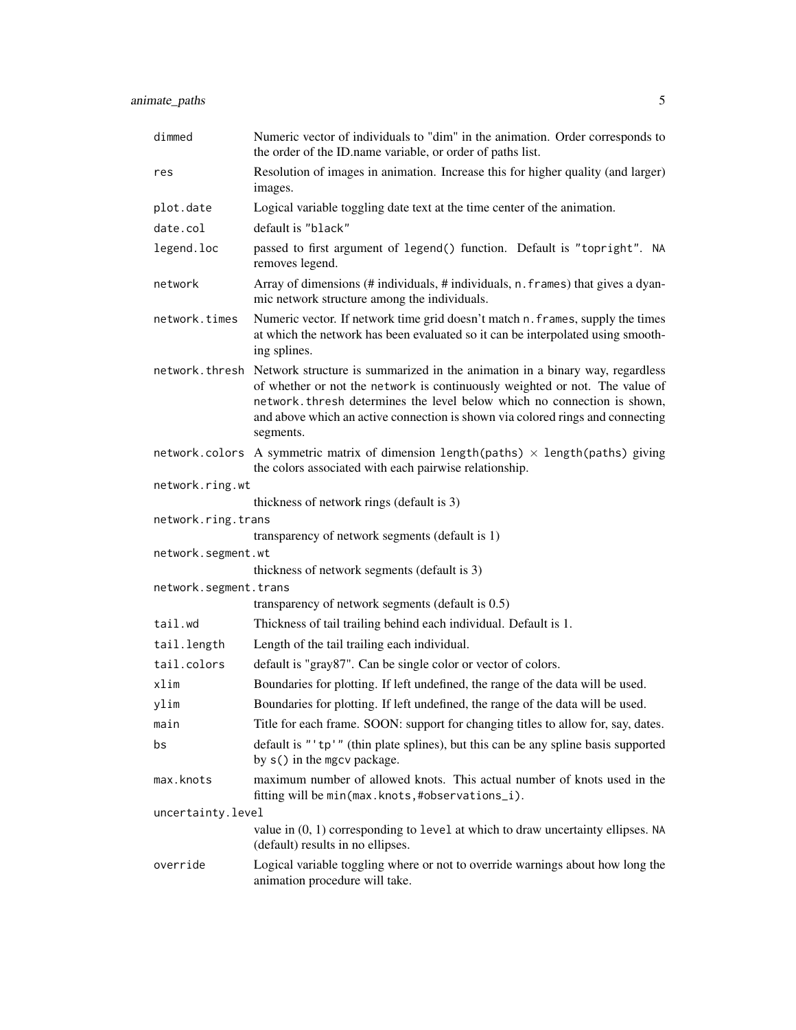| | |
|---|---|
| `dimmed` | Numeric vector of individuals to "dim" in the animation. Order corresponds to the order of the ID.name variable, or order of paths list. |
| `res` | Resolution of images in animation. Increase this for higher quality (and larger) images. |
| `plot.date` | Logical variable toggling date text at the time center of the animation. |
| `date.col` | default is `"black"` |
| `legend.loc` | passed to first argument of `legend()` function. Default is `"topright"`. `NA` removes legend. |
| `network` | Array of dimensions (# individuals, # individuals, `n.frames`) that gives a dyanmic network structure among the individuals. |
| `network.times` | Numeric vector. If network time grid doesn't match `n.frames`, supply the times at which the network has been evaluated so it can be interpolated using smoothing splines. |
| `network.thresh` | Network structure is summarized in the animation in a binary way, regardless of whether or not the `network` is continuously weighted or not. The value of `network.thresh` determines the level below which no connection is shown, and above which an active connection is shown via colored rings and connecting segments. |
| `network.colors` | A symmetric matrix of dimension `length(paths)` $\times$ `length(paths)` giving the colors associated with each pairwise relationship. |
| `network.ring.wt` | thickness of network rings (default is 3) |
| `network.ring.trans` | transparency of network segments (default is 1) |
| `network.segment.wt` | thickness of network segments (default is 3) |
| `network.segment.trans` | transparency of network segments (default is 0.5) |
| `tail.wd` | Thickness of tail trailing behind each individual. Default is 1. |
| `tail.length` | Length of the tail trailing each individual. |
| `tail.colors` | default is "gray87". Can be single color or vector of colors. |
| `xlim` | Boundaries for plotting. If left undefined, the range of the data will be used. |
| `ylim` | Boundaries for plotting. If left undefined, the range of the data will be used. |
| `main` | Title for each frame. SOON: support for changing titles to allow for, say, dates. |
| `bs` | default is `"'tp'"` (thin plate splines), but this can be any spline basis supported by `s()` in the `mgcv` package. |
| `max.knots` | maximum number of allowed knots. This actual number of knots used in the fitting will be `min(max.knots,#observations_i)`. |
| `uncertainty.level` | value in (0, 1) corresponding to `level` at which to draw uncertainty ellipses. `NA` (default) results in no ellipses. |
| `override` | Logical variable toggling where or not to override warnings about how long the animation procedure will take. |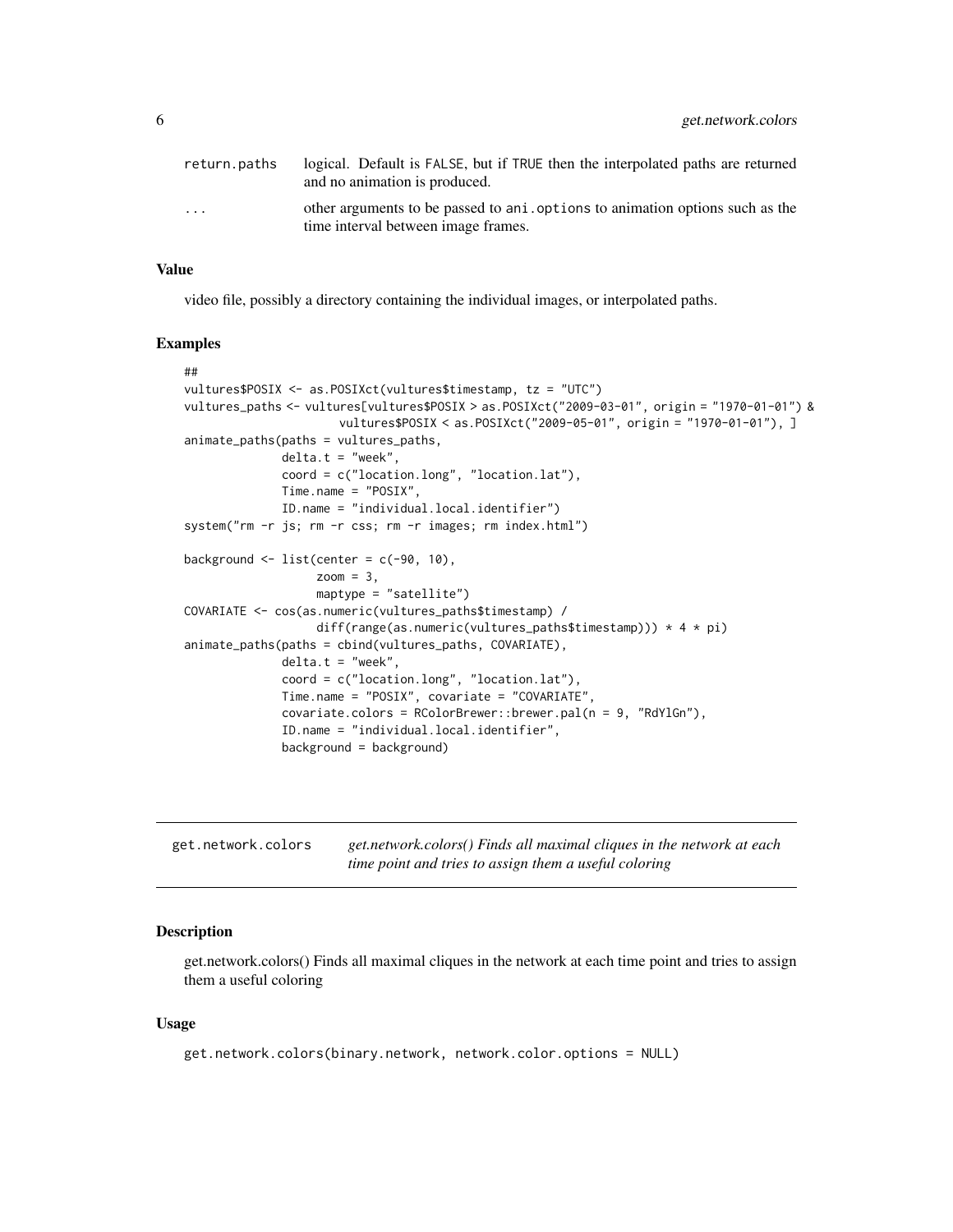| | |
|---|---|
| return.paths | logical. Default is FALSE, but if TRUE then the interpolated paths are returned and no animation is produced. |
| ... | other arguments to be passed to ani.options to animation options such as the time interval between image frames. |

### Value

video file, possibly a directory containing the individual images, or interpolated paths.

### Examples

```
##
vultures$POSIX <- as.POSIXct(vultures$timestamp, tz = "UTC")
vultures_paths <- vultures[vultures$POSIX > as.POSIXct("2009-03-01", origin = "1970-01-01") &
                     vultures$POSIX < as.POSIXct("2009-05-01", origin = "1970-01-01"), ]
animate_paths(paths = vultures_paths,
              delta.t = "week",
              coord = c("location.long", "location.lat"),
              Time.name = "POSIX",
              ID.name = "individual.local.identifier")
system("rm -r js; rm -r css; rm -r images; rm index.html")

background <- list(center = c(-90, 10),
                   zoom = 3,
                   maptype = "satellite")
COVARIATE <- cos(as.numeric(vultures_paths$timestamp) /
                   diff(range(as.numeric(vultures_paths$timestamp))) * 4 * pi)
animate_paths(paths = cbind(vultures_paths, COVARIATE),
              delta.t = "week",
              coord = c("location.long", "location.lat"),
              Time.name = "POSIX", covariate = "COVARIATE",
              covariate.colors = RColorBrewer::brewer.pal(n = 9, "RdYlGn"),
              ID.name = "individual.local.identifier",
              background = background)
```

---

## get.network.colors — *get.network.colors() Finds all maximal cliques in the network at each time point and tries to assign them a useful coloring*

---

### Description

get.network.colors() Finds all maximal cliques in the network at each time point and tries to assign them a useful coloring

### Usage

```
get.network.colors(binary.network, network.color.options = NULL)
```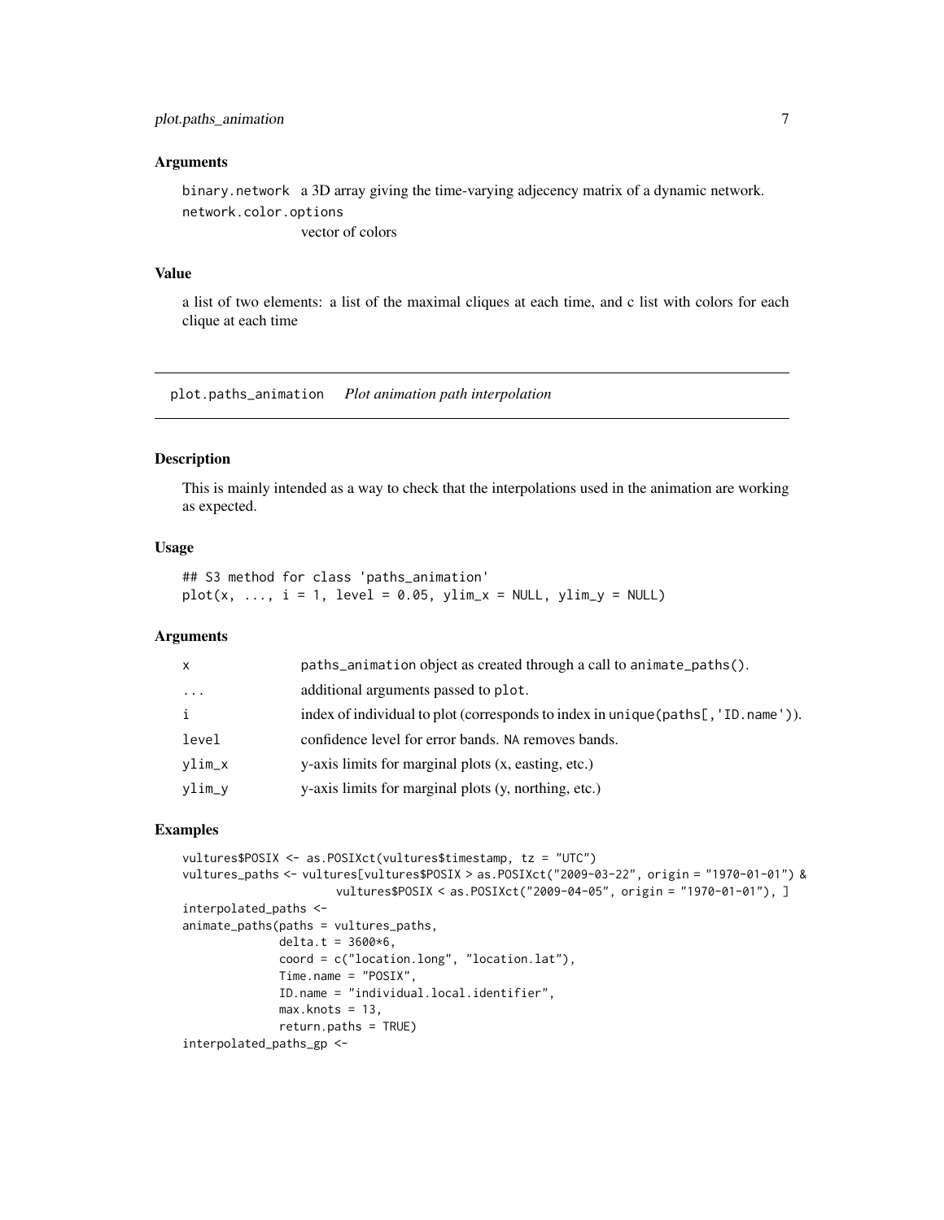### Arguments

binary.network  a 3D array giving the time-varying adjecency matrix of a dynamic network.

network.color.options
  vector of colors

### Value

a list of two elements: a list of the maximal cliques at each time, and c list with colors for each clique at each time

---

## plot.paths_animation    *Plot animation path interpolation*

### Description

This is mainly intended as a way to check that the interpolations used in the animation are working as expected.

### Usage

```
## S3 method for class 'paths_animation'
plot(x, ..., i = 1, level = 0.05, ylim_x = NULL, ylim_y = NULL)
```

### Arguments

| | |
|---|---|
| x | paths_animation object as created through a call to animate_paths(). |
| ... | additional arguments passed to plot. |
| i | index of individual to plot (corresponds to index in unique(paths[,'ID.name')). |
| level | confidence level for error bands. NA removes bands. |
| ylim_x | y-axis limits for marginal plots (x, easting, etc.) |
| ylim_y | y-axis limits for marginal plots (y, northing, etc.) |

### Examples

```
vultures$POSIX <- as.POSIXct(vultures$timestamp, tz = "UTC")
vultures_paths <- vultures[vultures$POSIX > as.POSIXct("2009-03-22", origin = "1970-01-01") &
                      vultures$POSIX < as.POSIXct("2009-04-05", origin = "1970-01-01"), ]
interpolated_paths <-
animate_paths(paths = vultures_paths,
              delta.t = 3600*6,
              coord = c("location.long", "location.lat"),
              Time.name = "POSIX",
              ID.name = "individual.local.identifier",
              max.knots = 13,
              return.paths = TRUE)
interpolated_paths_gp <-
```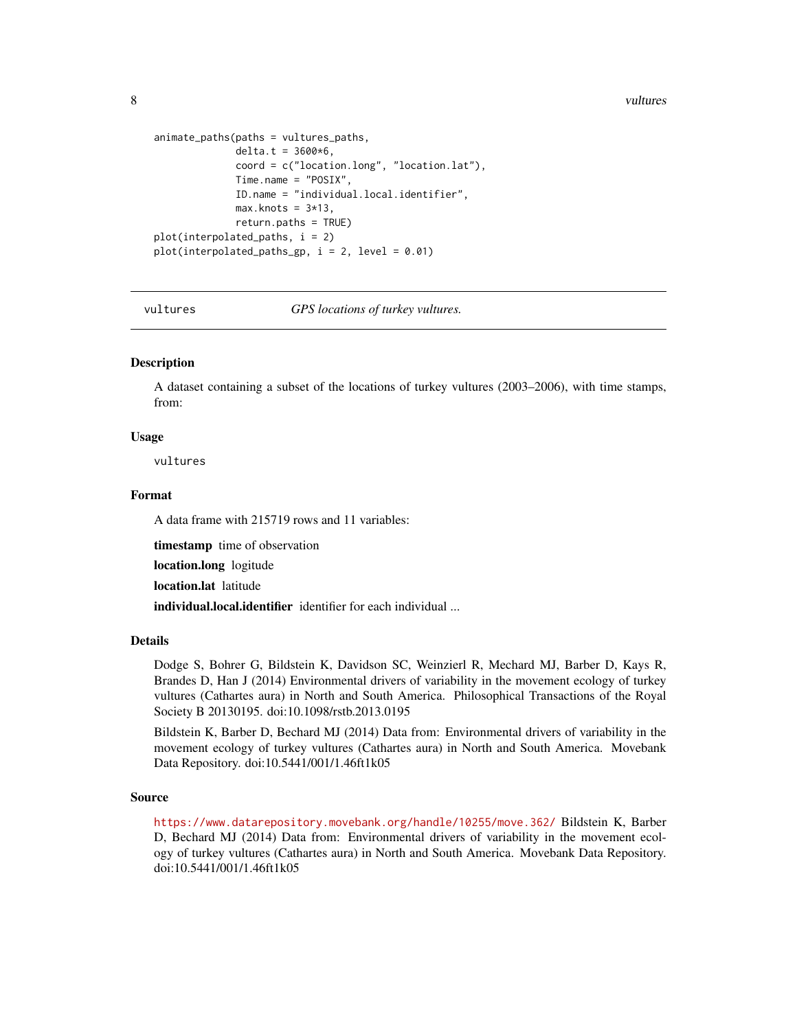```
animate_paths(paths = vultures_paths,
              delta.t = 3600*6,
              coord = c("location.long", "location.lat"),
              Time.name = "POSIX",
              ID.name = "individual.local.identifier",
              max.knots = 3*13,
              return.paths = TRUE)
plot(interpolated_paths, i = 2)
plot(interpolated_paths_gp, i = 2, level = 0.01)
```

---

## vultures — *GPS locations of turkey vultures.*

---

### Description

A dataset containing a subset of the locations of turkey vultures (2003–2006), with time stamps, from:

### Usage

```
vultures
```

### Format

A data frame with 215719 rows and 11 variables:

**timestamp** time of observation

**location.long** logitude

**location.lat** latitude

**individual.local.identifier** identifier for each individual ...

### Details

Dodge S, Bohrer G, Bildstein K, Davidson SC, Weinzierl R, Mechard MJ, Barber D, Kays R, Brandes D, Han J (2014) Environmental drivers of variability in the movement ecology of turkey vultures (Cathartes aura) in North and South America. Philosophical Transactions of the Royal Society B 20130195. doi:10.1098/rstb.2013.0195

Bildstein K, Barber D, Bechard MJ (2014) Data from: Environmental drivers of variability in the movement ecology of turkey vultures (Cathartes aura) in North and South America. Movebank Data Repository. doi:10.5441/001/1.46ft1k05

### Source

https://www.datarepository.movebank.org/handle/10255/move.362/ Bildstein K, Barber D, Bechard MJ (2014) Data from: Environmental drivers of variability in the movement ecology of turkey vultures (Cathartes aura) in North and South America. Movebank Data Repository. doi:10.5441/001/1.46ft1k05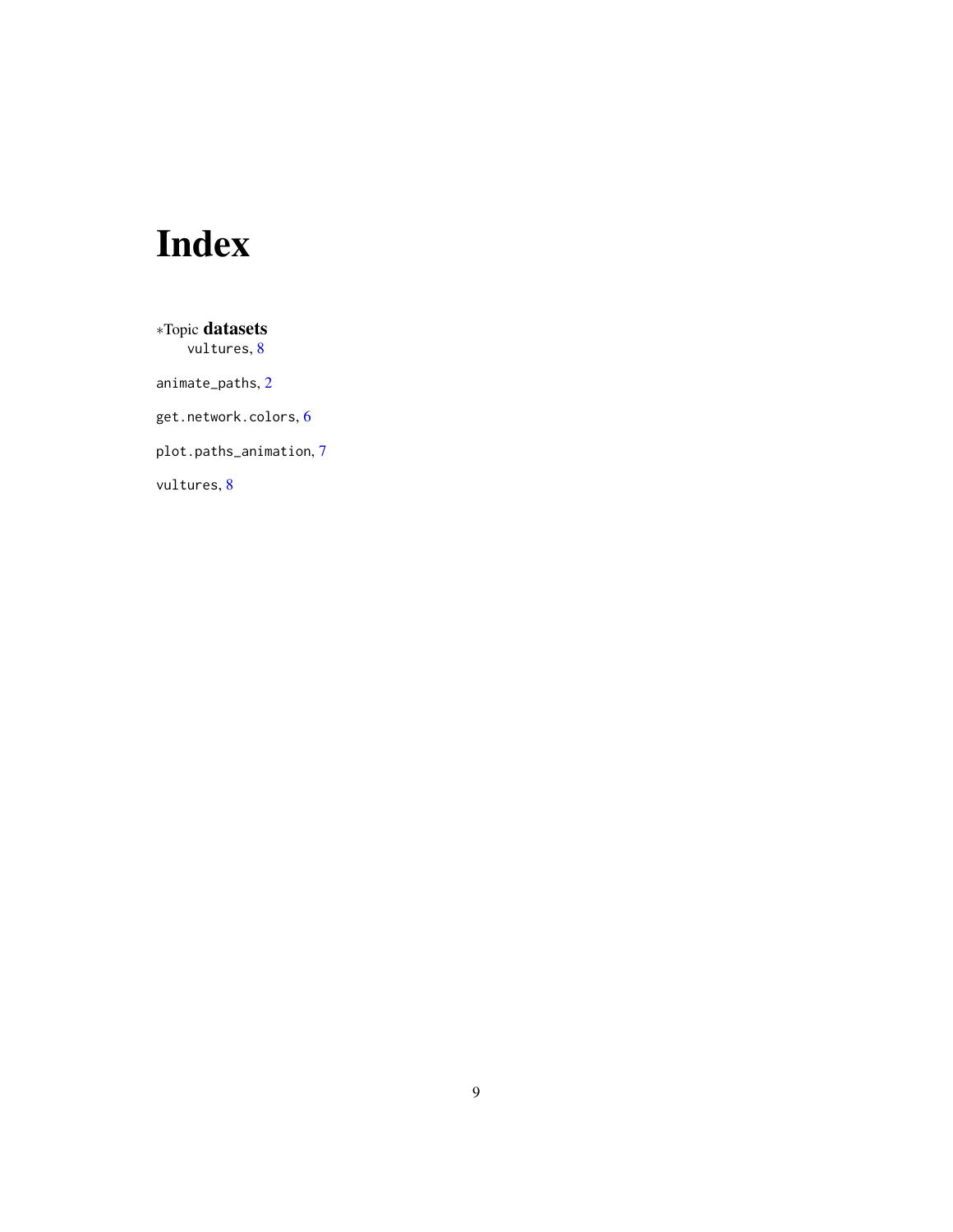# Index

∗Topic **datasets**
    vultures, 8

animate_paths, 2

get.network.colors, 6

plot.paths_animation, 7

vultures, 8